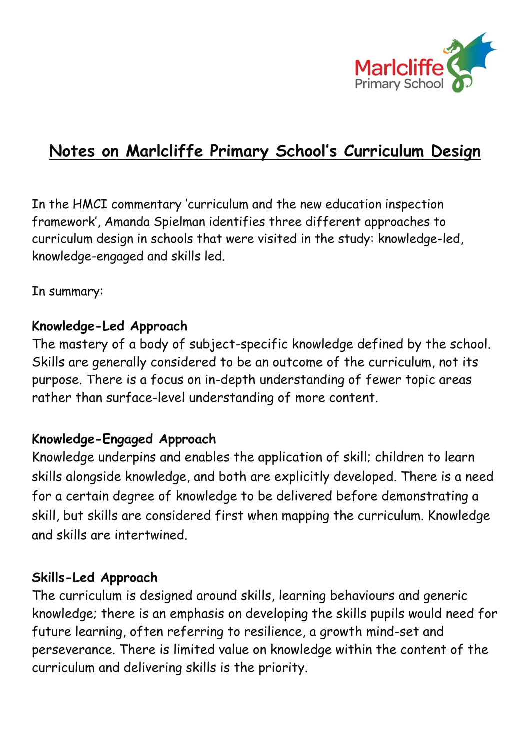Marlcliffe
Primary School

# Notes on Marlcliffe Primary School's Curriculum Design

In the HMCI commentary 'curriculum and the new education inspection framework', Amanda Spielman identifies three different approaches to curriculum design in schools that were visited in the study: knowledge-led, knowledge-engaged and skills led.

In summary:

**Knowledge-Led Approach**
The mastery of a body of subject-specific knowledge defined by the school. Skills are generally considered to be an outcome of the curriculum, not its purpose. There is a focus on in-depth understanding of fewer topic areas rather than surface-level understanding of more content.

**Knowledge-Engaged Approach**
Knowledge underpins and enables the application of skill; children to learn skills alongside knowledge, and both are explicitly developed. There is a need for a certain degree of knowledge to be delivered before demonstrating a skill, but skills are considered first when mapping the curriculum. Knowledge and skills are intertwined.

**Skills-Led Approach**
The curriculum is designed around skills, learning behaviours and generic knowledge; there is an emphasis on developing the skills pupils would need for future learning, often referring to resilience, a growth mind-set and perseverance. There is limited value on knowledge within the content of the curriculum and delivering skills is the priority.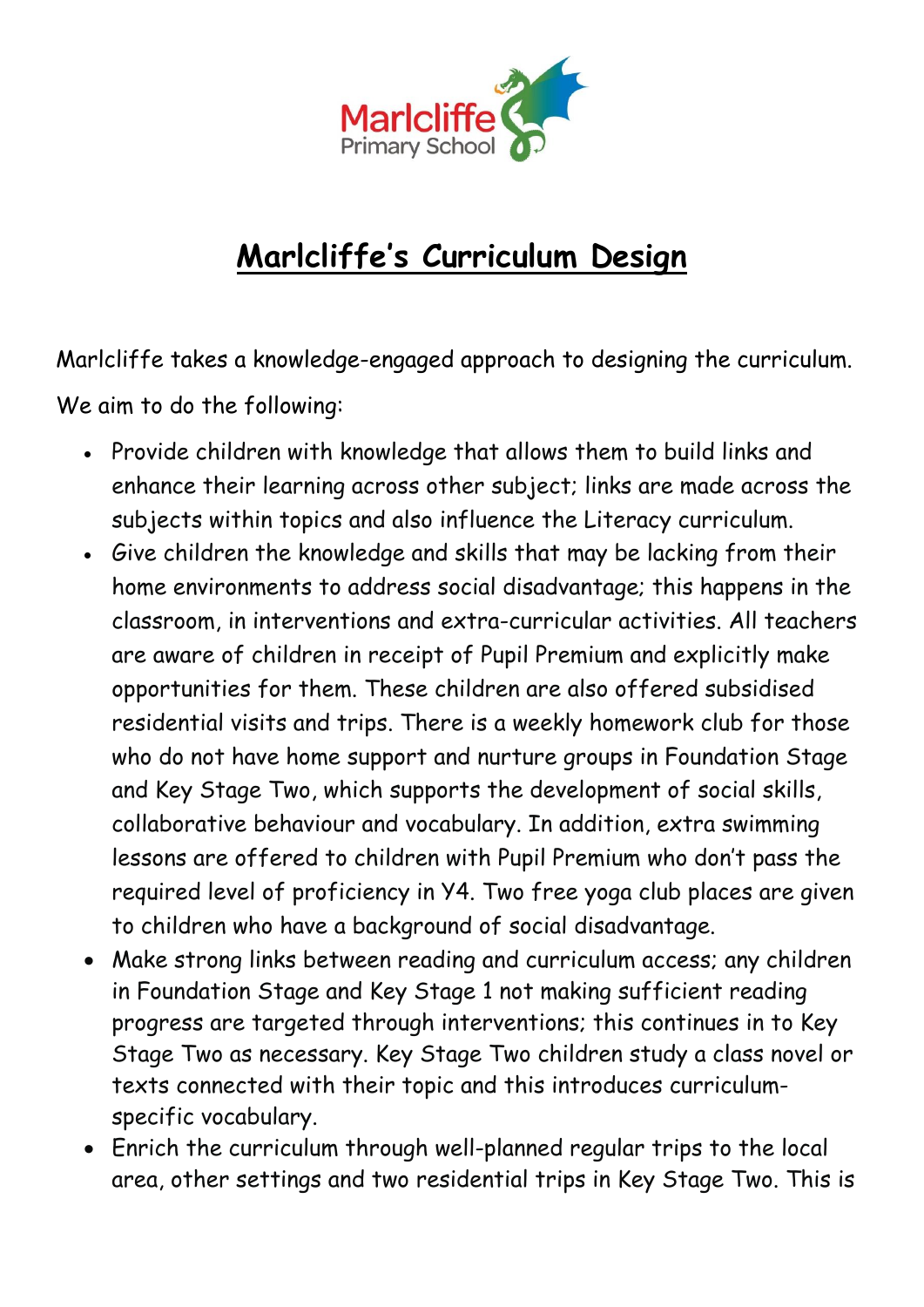# Marlcliffe's Curriculum Design

Marlcliffe takes a knowledge-engaged approach to designing the curriculum.

We aim to do the following:

- Provide children with knowledge that allows them to build links and enhance their learning across other subject; links are made across the subjects within topics and also influence the Literacy curriculum.
- Give children the knowledge and skills that may be lacking from their home environments to address social disadvantage; this happens in the classroom, in interventions and extra-curricular activities. All teachers are aware of children in receipt of Pupil Premium and explicitly make opportunities for them. These children are also offered subsidised residential visits and trips. There is a weekly homework club for those who do not have home support and nurture groups in Foundation Stage and Key Stage Two, which supports the development of social skills, collaborative behaviour and vocabulary. In addition, extra swimming lessons are offered to children with Pupil Premium who don't pass the required level of proficiency in Y4. Two free yoga club places are given to children who have a background of social disadvantage.
- Make strong links between reading and curriculum access; any children in Foundation Stage and Key Stage 1 not making sufficient reading progress are targeted through interventions; this continues in to Key Stage Two as necessary. Key Stage Two children study a class novel or texts connected with their topic and this introduces curriculum-specific vocabulary.
- Enrich the curriculum through well-planned regular trips to the local area, other settings and two residential trips in Key Stage Two. This is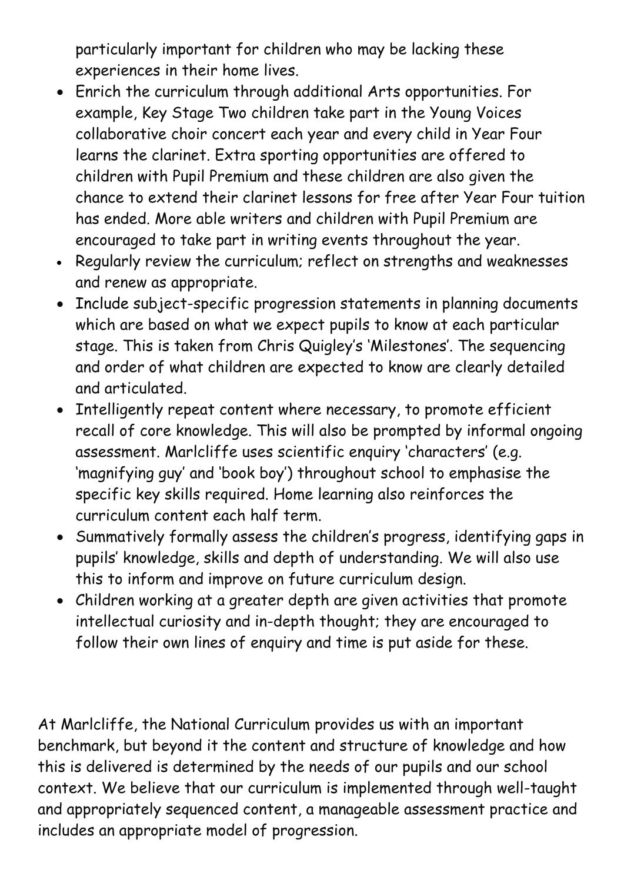particularly important for children who may be lacking these experiences in their home lives.

- Enrich the curriculum through additional Arts opportunities. For example, Key Stage Two children take part in the Young Voices collaborative choir concert each year and every child in Year Four learns the clarinet. Extra sporting opportunities are offered to children with Pupil Premium and these children are also given the chance to extend their clarinet lessons for free after Year Four tuition has ended. More able writers and children with Pupil Premium are encouraged to take part in writing events throughout the year.
- Regularly review the curriculum; reflect on strengths and weaknesses and renew as appropriate.
- Include subject-specific progression statements in planning documents which are based on what we expect pupils to know at each particular stage. This is taken from Chris Quigley's 'Milestones'. The sequencing and order of what children are expected to know are clearly detailed and articulated.
- Intelligently repeat content where necessary, to promote efficient recall of core knowledge. This will also be prompted by informal ongoing assessment. Marlcliffe uses scientific enquiry 'characters' (e.g. 'magnifying guy' and 'book boy') throughout school to emphasise the specific key skills required. Home learning also reinforces the curriculum content each half term.
- Summatively formally assess the children's progress, identifying gaps in pupils' knowledge, skills and depth of understanding. We will also use this to inform and improve on future curriculum design.
- Children working at a greater depth are given activities that promote intellectual curiosity and in-depth thought; they are encouraged to follow their own lines of enquiry and time is put aside for these.

At Marlcliffe, the National Curriculum provides us with an important benchmark, but beyond it the content and structure of knowledge and how this is delivered is determined by the needs of our pupils and our school context. We believe that our curriculum is implemented through well-taught and appropriately sequenced content, a manageable assessment practice and includes an appropriate model of progression.